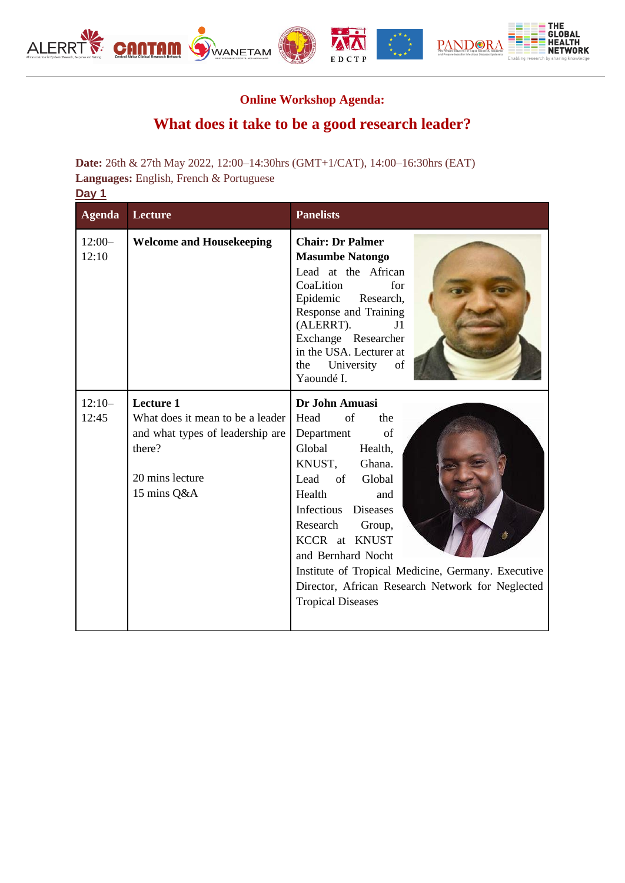## Online Workshop Agenda:

# What does it take to be a good research leader?

**Date:** 26th & 27th May 2022, 12:00–14:30hrs (GMT+1/CAT), 14:00–16:30hrs (EAT)
**Languages:** English, French & Portuguese
**Day 1**

| Agenda | Lecture | Panelists |
|---|---|---|
| 12:00–12:10 | **Welcome and Housekeeping** | **Chair: Dr Palmer Masumbe Natongo** Lead at the African CoaLition for Epidemic Research, Response and Training (ALERRT). J1 Exchange Researcher in the USA. Lecturer at the University of Yaoundé I. |
| 12:10–12:45 | **Lecture 1** What does it mean to be a leader and what types of leadership are there? 20 mins lecture 15 mins Q&A | **Dr John Amuasi** Head of the Department of Global Health, KNUST, Ghana. Lead of Global Health and Infectious Diseases Research Group, KCCR at KNUST and Bernhard Nocht Institute of Tropical Medicine, Germany. Executive Director, African Research Network for Neglected Tropical Diseases |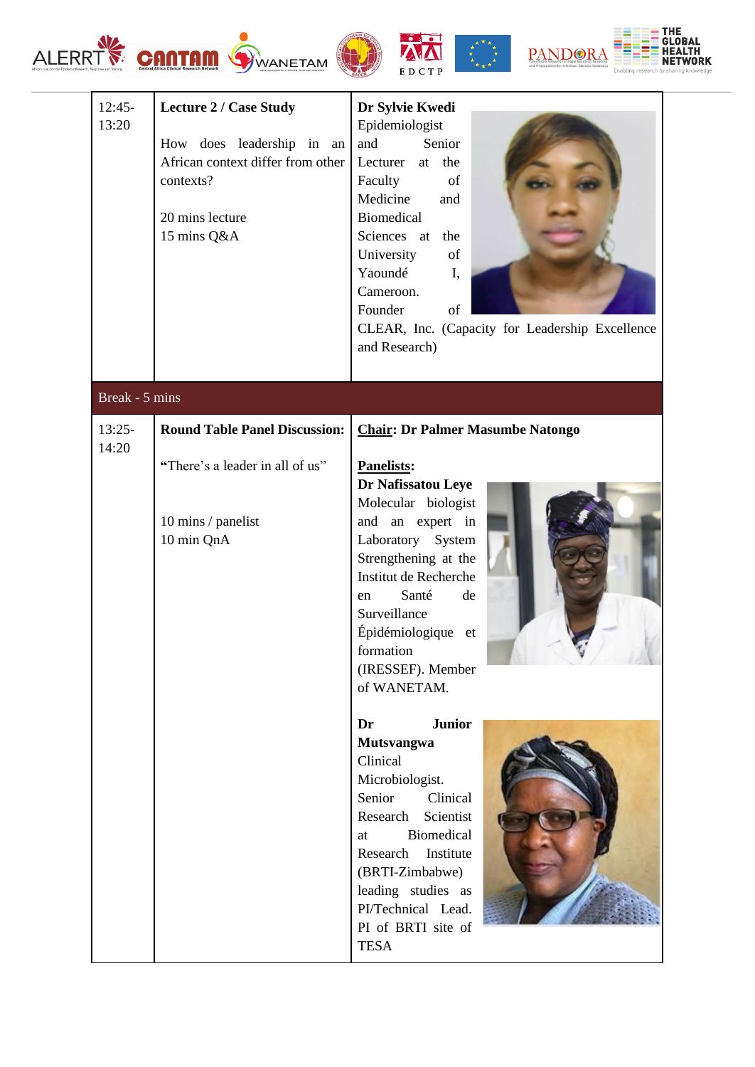| | | |
|---|---|---|
| 12:45-13:20 | **Lecture 2 / Case Study**<br><br>How does leadership in an African context differ from other contexts?<br><br>20 mins lecture<br>15 mins Q&A | **Dr Sylvie Kwedi**<br>Epidemiologist and Senior Lecturer at the Faculty of Medicine and Biomedical Sciences at the University of Yaoundé I, Cameroon.<br>Founder of CLEAR, Inc. (Capacity for Leadership Excellence and Research) |
| Break - 5 mins | | |
| 13:25-14:20 | **Round Table Panel Discussion:**<br><br>**"**There's a leader in all of us"<br><br>10 mins / panelist<br>10 min QnA | **Chair: Dr Palmer Masumbe Natongo**<br><br>**Panelists:**<br>**Dr Nafissatou Leye**<br>Molecular biologist and an expert in Laboratory System Strengthening at the Institut de Recherche en Santé de Surveillance Épidémiologique et formation (IRESSEF). Member of WANETAM.<br><br>**Dr Junior Mutsvangwa**<br>Clinical Microbiologist. Senior Clinical Research Scientist at Biomedical Research Institute (BRTI-Zimbabwe) leading studies as PI/Technical Lead. PI of BRTI site of TESA |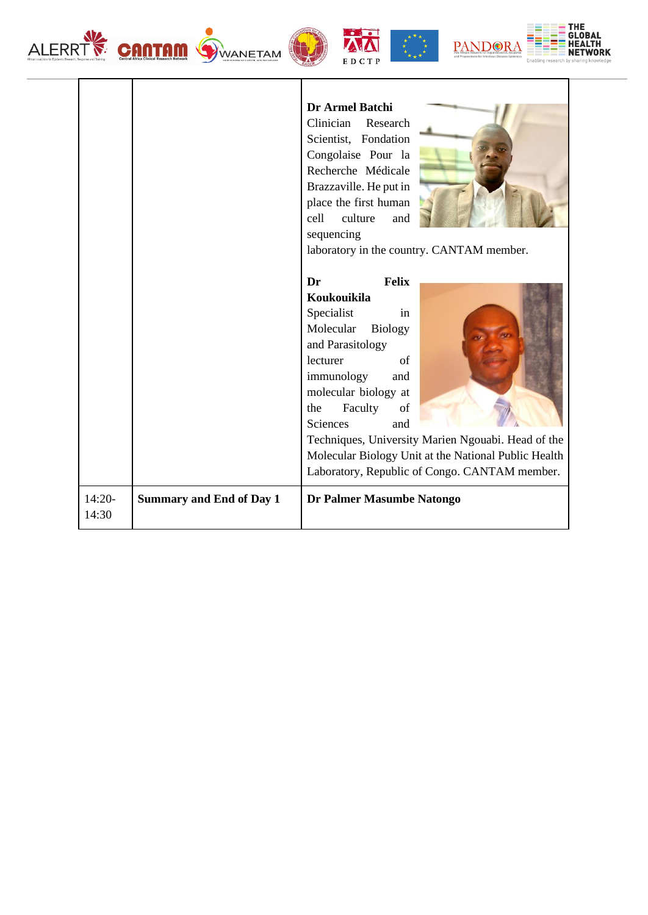| | | |
|---|---|---|
| | | **Dr Armel Batchi**<br>Clinician Research Scientist, Fondation Congolaise Pour la Recherche Médicale Brazzaville. He put in place the first human cell culture and sequencing laboratory in the country. CANTAM member.<br><br>**Dr Felix Koukouikila**<br>Specialist in Molecular Biology and Parasitology lecturer of immunology and molecular biology at the Faculty of Sciences and Techniques, University Marien Ngouabi. Head of the Molecular Biology Unit at the National Public Health Laboratory, Republic of Congo. CANTAM member. |
| 14:20-14:30 | **Summary and End of Day 1** | **Dr Palmer Masumbe Natongo** |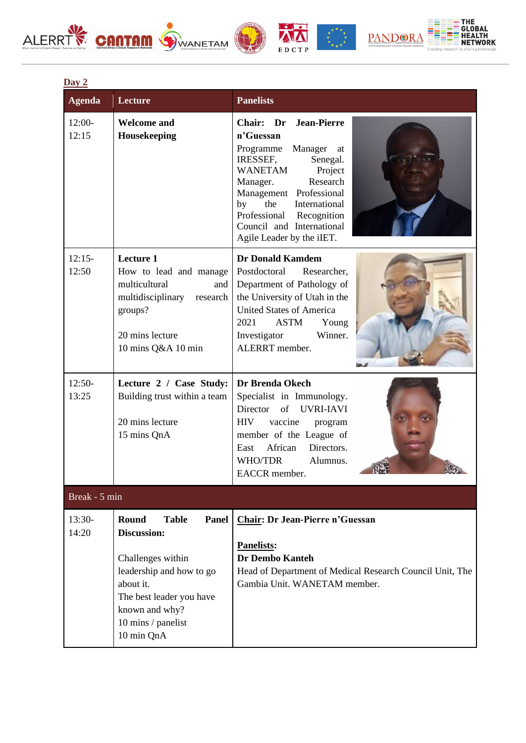**Day 2**

| Agenda | Lecture | Panelists |
|---|---|---|
| 12:00-12:15 | **Welcome and Housekeeping** | **Chair: Dr Jean-Pierre n'Guessan** Programme Manager at IRESSEF, Senegal. WANETAM Project Manager. Research Management Professional by the International Professional Recognition Council and International Agile Leader by the iIET. |
| 12:15-12:50 | **Lecture 1** How to lead and manage multicultural and multidisciplinary research groups? 20 mins lecture 10 mins Q&A 10 min | **Dr Donald Kamdem** Postdoctoral Researcher, Department of Pathology of the University of Utah in the United States of America 2021 ASTM Young Investigator Winner. ALERRT member. |
| 12:50-13:25 | **Lecture 2 / Case Study:** Building trust within a team 20 mins lecture 15 mins QnA | **Dr Brenda Okech** Specialist in Immunology. Director of UVRI-IAVI HIV vaccine program member of the League of East African Directors. WHO/TDR Alumnus. EACCR member. |
| Break - 5 min | | |
| 13:30-14:20 | **Round Table Panel Discussion:** Challenges within leadership and how to go about it. The best leader you have known and why? 10 mins / panelist 10 min QnA | **Chair: Dr Jean-Pierre n'Guessan** **Panelists:** **Dr Dembo Kanteh** Head of Department of Medical Research Council Unit, The Gambia Unit. WANETAM member. |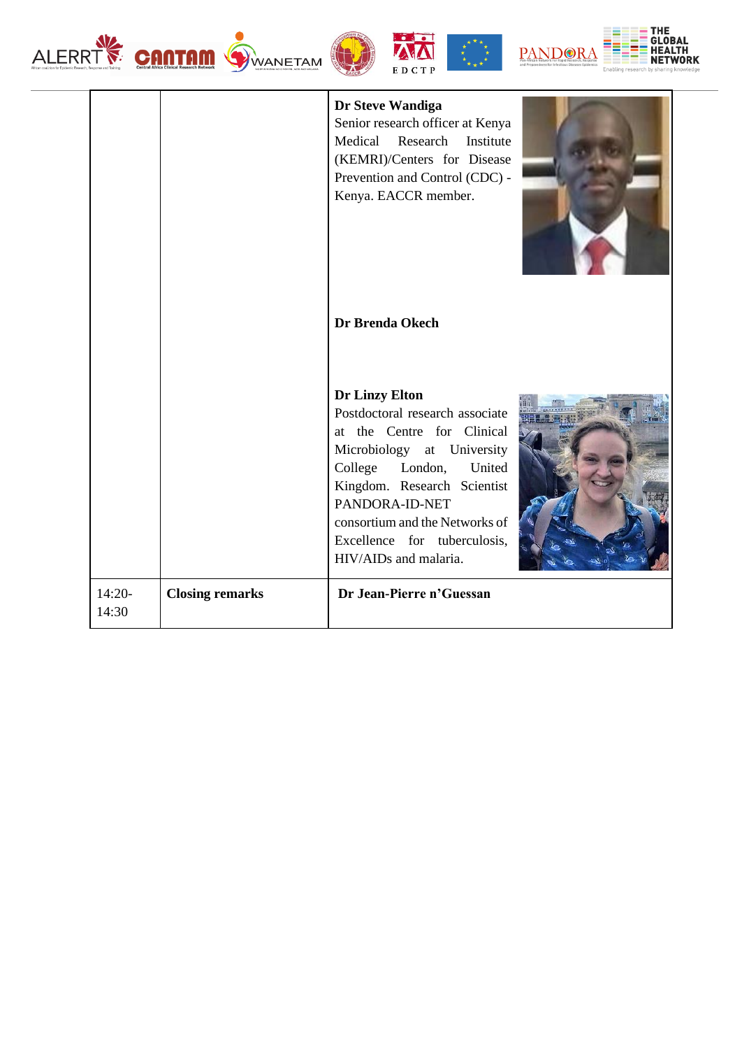| | | |
|---|---|---|
| | | **Dr Steve Wandiga**<br>Senior research officer at Kenya Medical Research Institute (KEMRI)/Centers for Disease Prevention and Control (CDC) - Kenya. EACCR member.<br><br>**Dr Brenda Okech**<br><br>**Dr Linzy Elton**<br>Postdoctoral research associate at the Centre for Clinical Microbiology at University College London, United Kingdom. Research Scientist PANDORA-ID-NET consortium and the Networks of Excellence for tuberculosis, HIV/AIDs and malaria. |
| 14:20-14:30 | **Closing remarks** | **Dr Jean-Pierre n'Guessan** |